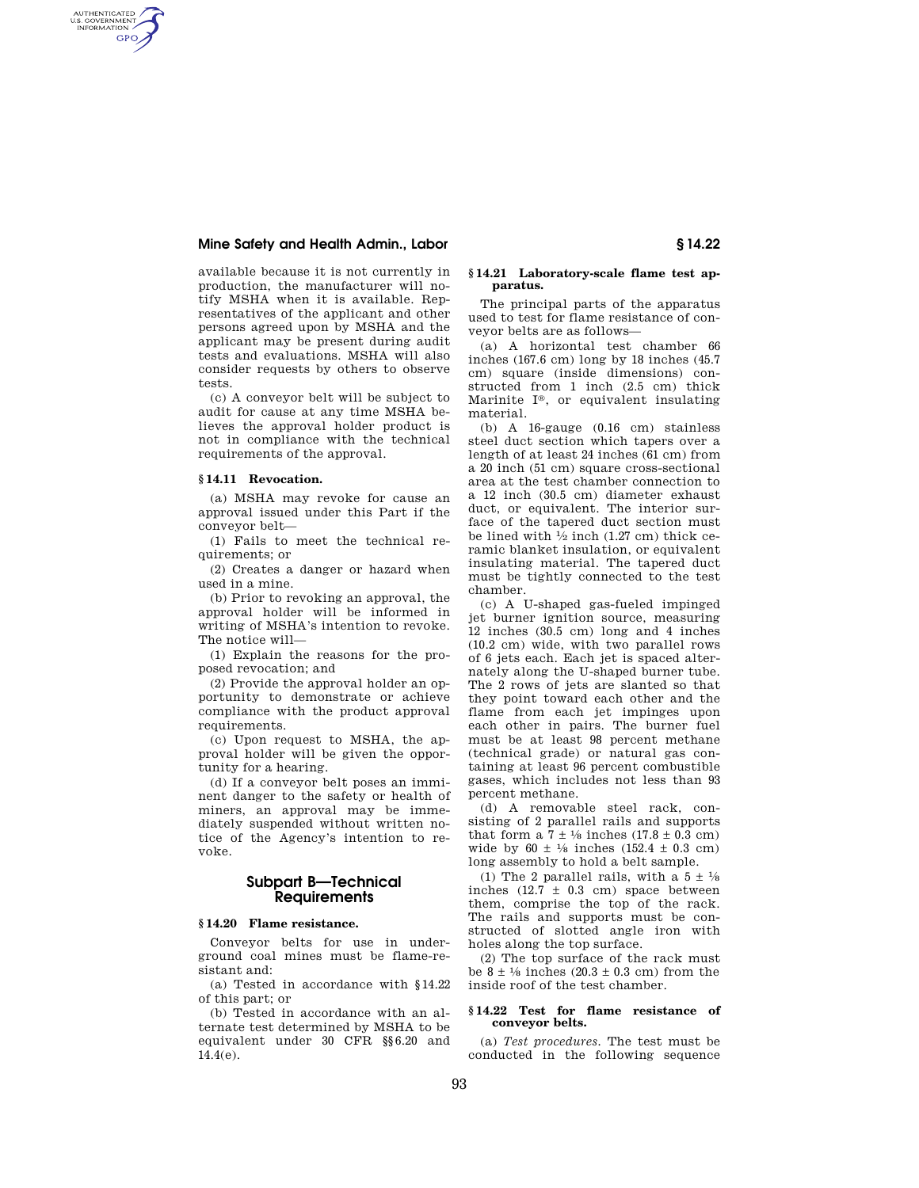available because it is not currently in production, the manufacturer will notify MSHA when it is available. Representatives of the applicant and other persons agreed upon by MSHA and the applicant may be present during audit tests and evaluations. MSHA will also consider requests by others to observe tests.

(c) A conveyor belt will be subject to audit for cause at any time MSHA believes the approval holder product is not in compliance with the technical requirements of the approval.

**§ 14.11 Revocation.**

(a) MSHA may revoke for cause an approval issued under this Part if the conveyor belt—

(1) Fails to meet the technical requirements; or

(2) Creates a danger or hazard when used in a mine.

(b) Prior to revoking an approval, the approval holder will be informed in writing of MSHA's intention to revoke. The notice will—

(1) Explain the reasons for the proposed revocation; and

(2) Provide the approval holder an opportunity to demonstrate or achieve compliance with the product approval requirements.

(c) Upon request to MSHA, the approval holder will be given the opportunity for a hearing.

(d) If a conveyor belt poses an imminent danger to the safety or health of miners, an approval may be immediately suspended without written notice of the Agency's intention to revoke.

## Subpart B—Technical Requirements

**§ 14.20 Flame resistance.**

Conveyor belts for use in underground coal mines must be flame-resistant and:

(a) Tested in accordance with §14.22 of this part; or

(b) Tested in accordance with an alternate test determined by MSHA to be equivalent under 30 CFR §§6.20 and 14.4(e).

**§ 14.21 Laboratory-scale flame test apparatus.**

The principal parts of the apparatus used to test for flame resistance of conveyor belts are as follows—

(a) A horizontal test chamber 66 inches (167.6 cm) long by 18 inches (45.7 cm) square (inside dimensions) constructed from 1 inch (2.5 cm) thick Marinite I®, or equivalent insulating material.

(b) A 16-gauge (0.16 cm) stainless steel duct section which tapers over a length of at least 24 inches (61 cm) from a 20 inch (51 cm) square cross-sectional area at the test chamber connection to a 12 inch (30.5 cm) diameter exhaust duct, or equivalent. The interior surface of the tapered duct section must be lined with ½ inch (1.27 cm) thick ceramic blanket insulation, or equivalent insulating material. The tapered duct must be tightly connected to the test chamber.

(c) A U-shaped gas-fueled impinged jet burner ignition source, measuring 12 inches (30.5 cm) long and 4 inches (10.2 cm) wide, with two parallel rows of 6 jets each. Each jet is spaced alternately along the U-shaped burner tube. The 2 rows of jets are slanted so that they point toward each other and the flame from each jet impinges upon each other in pairs. The burner fuel must be at least 98 percent methane (technical grade) or natural gas containing at least 96 percent combustible gases, which includes not less than 93 percent methane.

(d) A removable steel rack, consisting of 2 parallel rails and supports that form a 7 ± ⅛ inches (17.8 ± 0.3 cm) wide by 60 ± ⅛ inches (152.4 ± 0.3 cm) long assembly to hold a belt sample.

(1) The 2 parallel rails, with a 5 ± ⅛ inches (12.7 ± 0.3 cm) space between them, comprise the top of the rack. The rails and supports must be constructed of slotted angle iron with holes along the top surface.

(2) The top surface of the rack must be 8 ± ⅛ inches (20.3 ± 0.3 cm) from the inside roof of the test chamber.

**§ 14.22 Test for flame resistance of conveyor belts.**

(a) *Test procedures.* The test must be conducted in the following sequence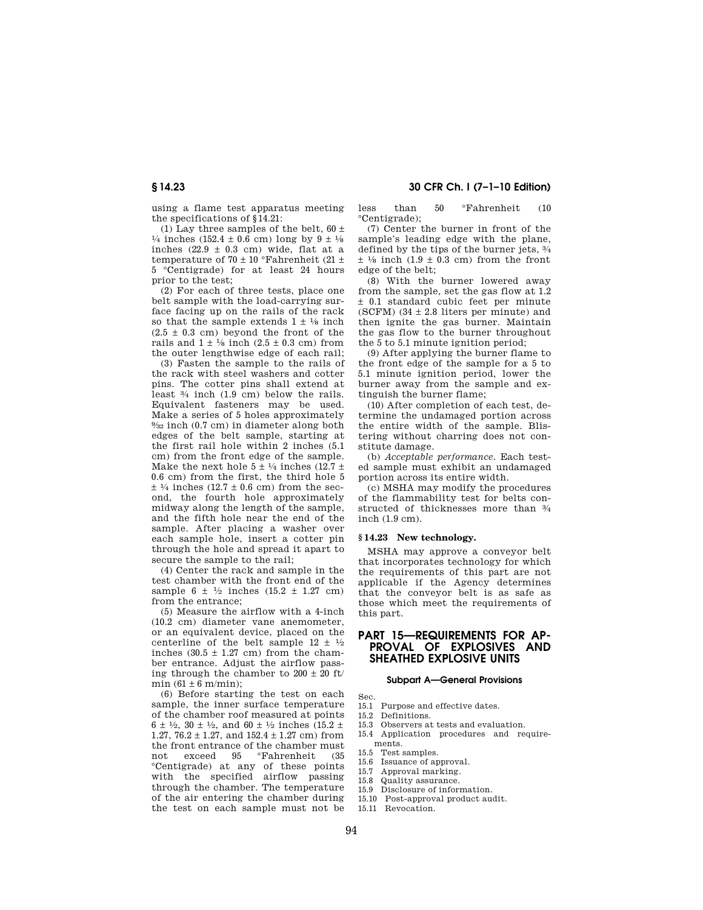using a flame test apparatus meeting the specifications of §14.21:

(1) Lay three samples of the belt, 60 ± ¼ inches (152.4 ± 0.6 cm) long by 9 ± ⅛ inches (22.9 ± 0.3 cm) wide, flat at a temperature of 70 ± 10 °Fahrenheit (21 ± 5 °Centigrade) for at least 24 hours prior to the test;

(2) For each of three tests, place one belt sample with the load-carrying surface facing up on the rails of the rack so that the sample extends 1 ± ⅛ inch (2.5 ± 0.3 cm) beyond the front of the rails and 1 ± ⅛ inch (2.5 ± 0.3 cm) from the outer lengthwise edge of each rail;

(3) Fasten the sample to the rails of the rack with steel washers and cotter pins. The cotter pins shall extend at least ¾ inch (1.9 cm) below the rails. Equivalent fasteners may be used. Make a series of 5 holes approximately 9⁄32 inch (0.7 cm) in diameter along both edges of the belt sample, starting at the first rail hole within 2 inches (5.1 cm) from the front edge of the sample. Make the next hole 5 ± ¼ inches (12.7 ± 0.6 cm) from the first, the third hole 5 ± ¼ inches (12.7 ± 0.6 cm) from the second, the fourth hole approximately midway along the length of the sample, and the fifth hole near the end of the sample. After placing a washer over each sample hole, insert a cotter pin through the hole and spread it apart to secure the sample to the rail;

(4) Center the rack and sample in the test chamber with the front end of the sample 6 ± ½ inches (15.2 ± 1.27 cm) from the entrance;

(5) Measure the airflow with a 4-inch (10.2 cm) diameter vane anemometer, or an equivalent device, placed on the centerline of the belt sample 12 ± ½ inches (30.5 ± 1.27 cm) from the chamber entrance. Adjust the airflow passing through the chamber to 200 ± 20 ft/min (61 ± 6 m/min);

(6) Before starting the test on each sample, the inner surface temperature of the chamber roof measured at points 6 ± ½, 30 ± ½, and 60 ± ½ inches (15.2 ± 1.27, 76.2 ± 1.27, and 152.4 ± 1.27 cm) from the front entrance of the chamber must not exceed 95 °Fahrenheit (35 °Centigrade) at any of these points with the specified airflow passing through the chamber. The temperature of the air entering the chamber during the test on each sample must not be less than 50 °Fahrenheit (10 °Centigrade);

(7) Center the burner in front of the sample's leading edge with the plane, defined by the tips of the burner jets, ¾ ± ⅛ inch (1.9 ± 0.3 cm) from the front edge of the belt;

(8) With the burner lowered away from the sample, set the gas flow at 1.2 ± 0.1 standard cubic feet per minute (SCFM) (34 ± 2.8 liters per minute) and then ignite the gas burner. Maintain the gas flow to the burner throughout the 5 to 5.1 minute ignition period;

(9) After applying the burner flame to the front edge of the sample for a 5 to 5.1 minute ignition period, lower the burner away from the sample and extinguish the burner flame;

(10) After completion of each test, determine the undamaged portion across the entire width of the sample. Blistering without charring does not constitute damage.

(b) *Acceptable performance.* Each tested sample must exhibit an undamaged portion across its entire width.

(c) MSHA may modify the procedures of the flammability test for belts constructed of thicknesses more than ¾ inch (1.9 cm).

### § 14.23 New technology.

MSHA may approve a conveyor belt that incorporates technology for which the requirements of this part are not applicable if the Agency determines that the conveyor belt is as safe as those which meet the requirements of this part.

# PART 15—REQUIREMENTS FOR APPROVAL OF EXPLOSIVES AND SHEATHED EXPLOSIVE UNITS

## Subpart A—General Provisions

Sec.
15.1 Purpose and effective dates.
15.2 Definitions.
15.3 Observers at tests and evaluation.
15.4 Application procedures and requirements.
15.5 Test samples.
15.6 Issuance of approval.
15.7 Approval marking.
15.8 Quality assurance.
15.9 Disclosure of information.
15.10 Post-approval product audit.
15.11 Revocation.